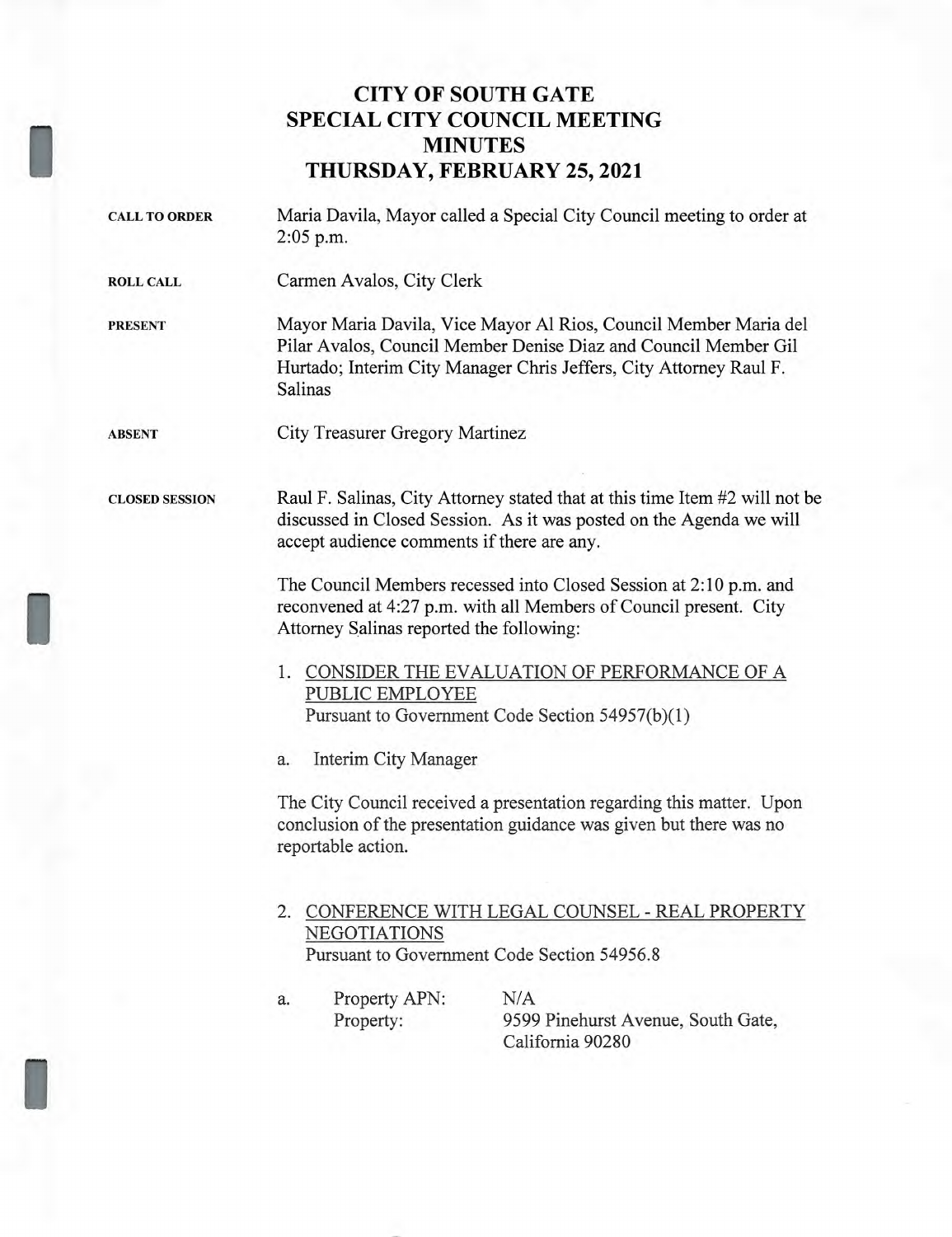# CITY OF SOUTH GATE
## SPECIAL CITY COUNCIL MEETING
## MINUTES
## THURSDAY, FEBRUARY 25, 2021

**CALL TO ORDER**

Maria Davila, Mayor called a Special City Council meeting to order at 2:05 p.m.

**ROLL CALL**

Carmen Avalos, City Clerk

**PRESENT**

Mayor Maria Davila, Vice Mayor Al Rios, Council Member Maria del Pilar Avalos, Council Member Denise Diaz and Council Member Gil Hurtado; Interim City Manager Chris Jeffers, City Attorney Raul F. Salinas

**ABSENT**

City Treasurer Gregory Martinez

**CLOSED SESSION**

Raul F. Salinas, City Attorney stated that at this time Item #2 will not be discussed in Closed Session. As it was posted on the Agenda we will accept audience comments if there are any.

The Council Members recessed into Closed Session at 2:10 p.m. and reconvened at 4:27 p.m. with all Members of Council present. City Attorney Salinas reported the following:

1. CONSIDER THE EVALUATION OF PERFORMANCE OF A PUBLIC EMPLOYEE
   Pursuant to Government Code Section 54957(b)(1)

a. Interim City Manager

The City Council received a presentation regarding this matter. Upon conclusion of the presentation guidance was given but there was no reportable action.

2. CONFERENCE WITH LEGAL COUNSEL - REAL PROPERTY NEGOTIATIONS
   Pursuant to Government Code Section 54956.8

a. Property APN: N/A
   Property: 9599 Pinehurst Avenue, South Gate, California 90280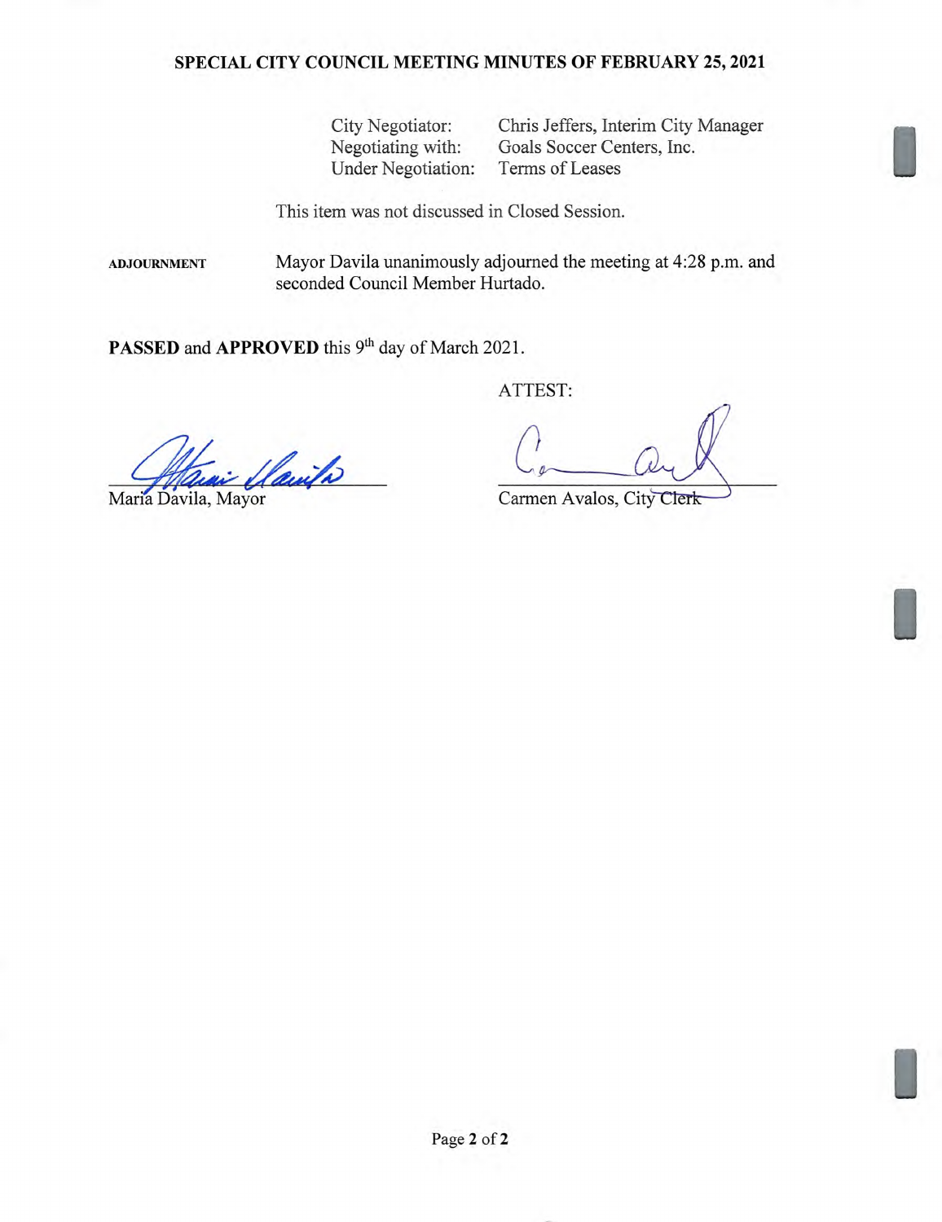City Negotiator: Chris Jeffers, Interim City Manager
Negotiating with: Goals Soccer Centers, Inc.
Under Negotiation: Terms of Leases

This item was not discussed in Closed Session.

**ADJOURNMENT** Mayor Davila unanimously adjourned the meeting at 4:28 p.m. and seconded Council Member Hurtado.

**PASSED** and **APPROVED** this 9th day of March 2021.

ATTEST:

Maria Davila, Mayor

Carmen Avalos, City Clerk